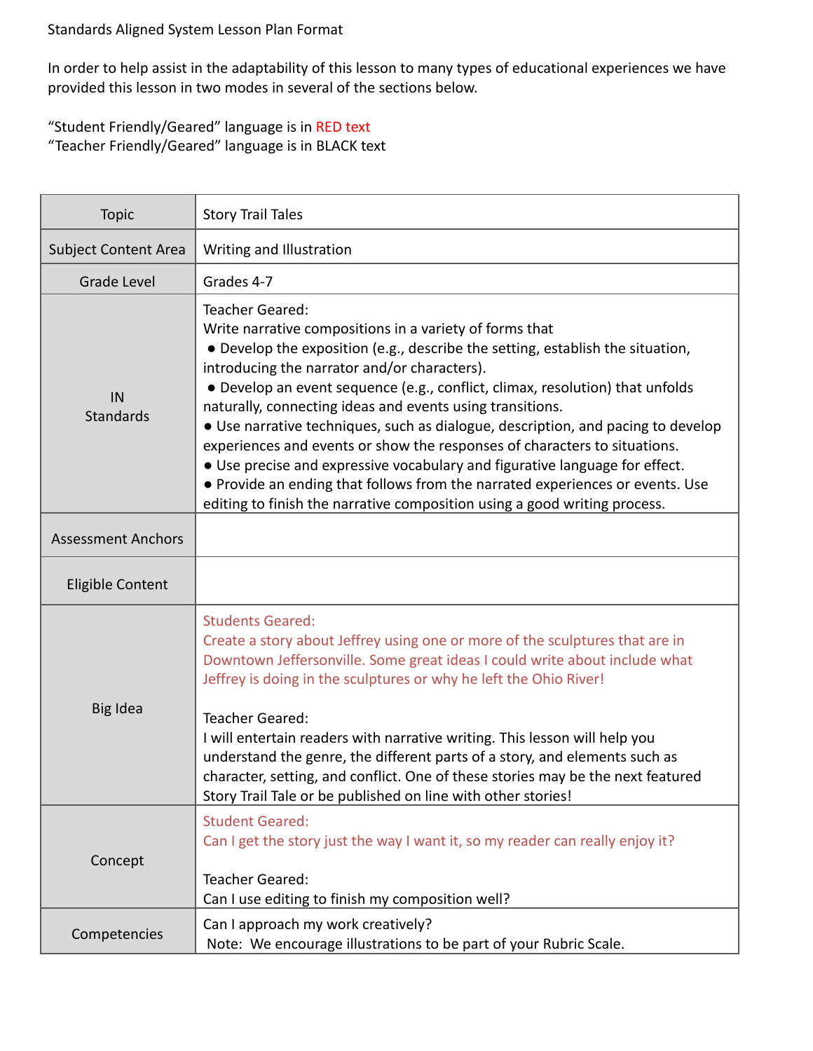Standards Aligned System Lesson Plan Format

In order to help assist in the adaptability of this lesson to many types of educational experiences we have provided this lesson in two modes in several of the sections below.

"Student Friendly/Geared" language is in RED text
"Teacher Friendly/Geared" language is in BLACK text

| | |
|---|---|
| Topic | Story Trail Tales |
| Subject Content Area | Writing and Illustration |
| Grade Level | Grades 4-7 |
| IN Standards | Teacher Geared:<br>Write narrative compositions in a variety of forms that<br>● Develop the exposition (e.g., describe the setting, establish the situation, introducing the narrator and/or characters).<br>● Develop an event sequence (e.g., conflict, climax, resolution) that unfolds naturally, connecting ideas and events using transitions.<br>● Use narrative techniques, such as dialogue, description, and pacing to develop experiences and events or show the responses of characters to situations.<br>● Use precise and expressive vocabulary and figurative language for effect.<br>● Provide an ending that follows from the narrated experiences or events. Use editing to finish the narrative composition using a good writing process. |
| Assessment Anchors | |
| Eligible Content | |
| Big Idea | Students Geared:<br>Create a story about Jeffrey using one or more of the sculptures that are in Downtown Jeffersonville. Some great ideas I could write about include what Jeffrey is doing in the sculptures or why he left the Ohio River!<br><br>Teacher Geared:<br>I will entertain readers with narrative writing. This lesson will help you understand the genre, the different parts of a story, and elements such as character, setting, and conflict. One of these stories may be the next featured Story Trail Tale or be published on line with other stories! |
| Concept | Student Geared:<br>Can I get the story just the way I want it, so my reader can really enjoy it?<br><br>Teacher Geared:<br>Can I use editing to finish my composition well? |
| Competencies | Can I approach my work creatively?<br>Note: We encourage illustrations to be part of your Rubric Scale. |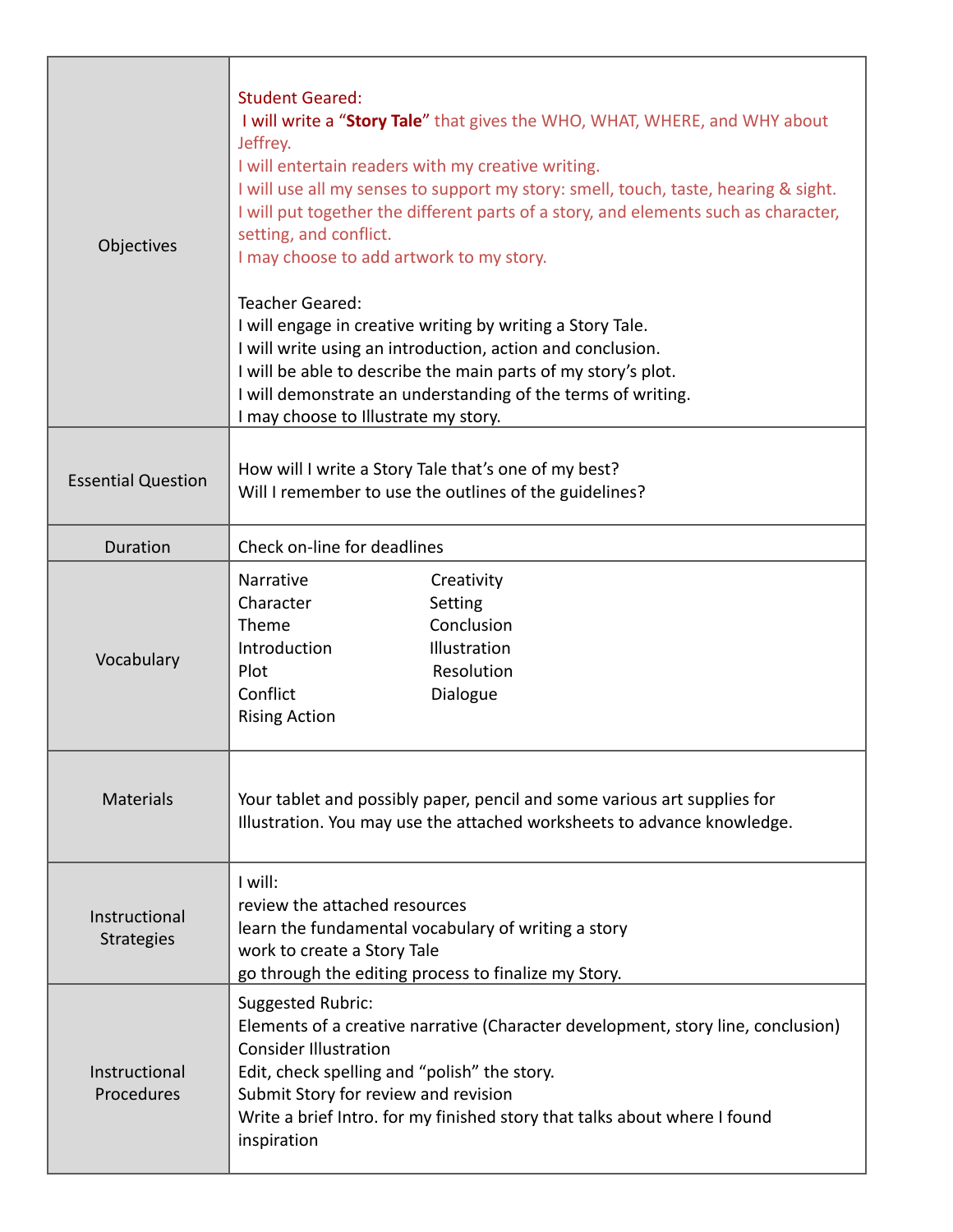| | |
|---|---|
| Objectives | Student Geared:<br>I will write a "**Story Tale**" that gives the WHO, WHAT, WHERE, and WHY about Jeffrey.<br>I will entertain readers with my creative writing.<br>I will use all my senses to support my story: smell, touch, taste, hearing & sight.<br>I will put together the different parts of a story, and elements such as character, setting, and conflict.<br>I may choose to add artwork to my story.<br><br>Teacher Geared:<br>I will engage in creative writing by writing a Story Tale.<br>I will write using an introduction, action and conclusion.<br>I will be able to describe the main parts of my story's plot.<br>I will demonstrate an understanding of the terms of writing.<br>I may choose to Illustrate my story. |
| Essential Question | How will I write a Story Tale that's one of my best?<br>Will I remember to use the outlines of the guidelines? |
| Duration | Check on-line for deadlines |
| Vocabulary | Narrative<br>Character<br>Theme<br>Introduction<br>Plot<br>Conflict<br>Rising Action<br>Creativity<br>Setting<br>Conclusion<br>Illustration<br>Resolution<br>Dialogue |
| Materials | Your tablet and possibly paper, pencil and some various art supplies for Illustration. You may use the attached worksheets to advance knowledge. |
| Instructional Strategies | I will:<br>review the attached resources<br>learn the fundamental vocabulary of writing a story<br>work to create a Story Tale<br>go through the editing process to finalize my Story. |
| Instructional Procedures | Suggested Rubric:<br>Elements of a creative narrative (Character development, story line, conclusion)<br>Consider Illustration<br>Edit, check spelling and "polish" the story.<br>Submit Story for review and revision<br>Write a brief Intro. for my finished story that talks about where I found inspiration |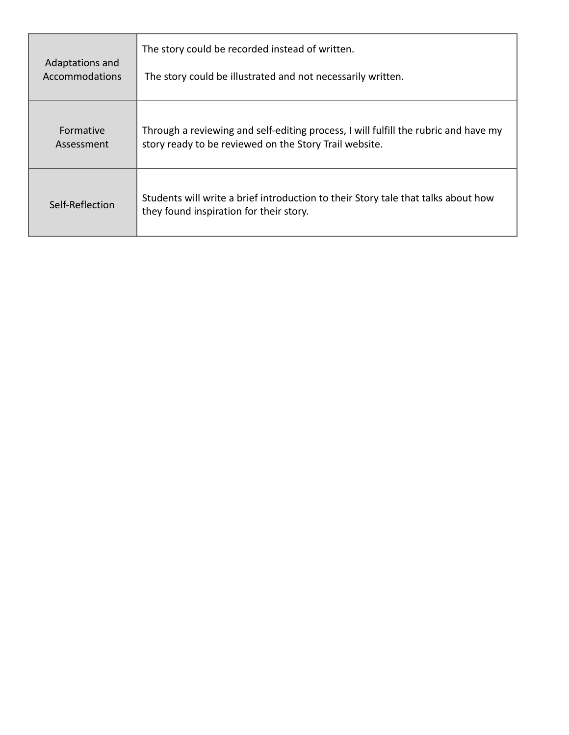| | |
|---|---|
| Adaptations and Accommodations | The story could be recorded instead of written.<br><br>The story could be illustrated and not necessarily written. |
| Formative Assessment | Through a reviewing and self-editing process, I will fulfill the rubric and have my story ready to be reviewed on the Story Trail website. |
| Self-Reflection | Students will write a brief introduction to their Story tale that talks about how they found inspiration for their story. |